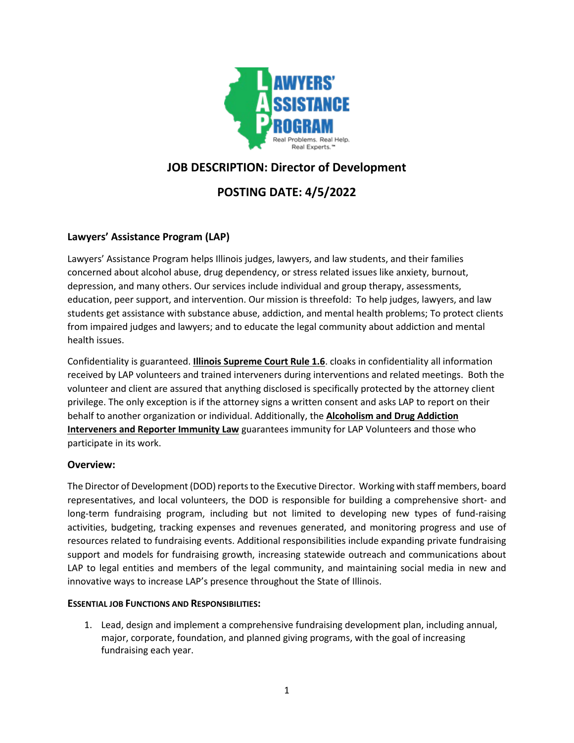# JOB DESCRIPTION: Director of Development

## POSTING DATE: 4/5/2022

### Lawyers' Assistance Program (LAP)

Lawyers' Assistance Program helps Illinois judges, lawyers, and law students, and their families concerned about alcohol abuse, drug dependency, or stress related issues like anxiety, burnout, depression, and many others. Our services include individual and group therapy, assessments, education, peer support, and intervention. Our mission is threefold: To help judges, lawyers, and law students get assistance with substance abuse, addiction, and mental health problems; To protect clients from impaired judges and lawyers; and to educate the legal community about addiction and mental health issues.

Confidentiality is guaranteed. **Illinois Supreme Court Rule 1.6**. cloaks in confidentiality all information received by LAP volunteers and trained interveners during interventions and related meetings. Both the volunteer and client are assured that anything disclosed is specifically protected by the attorney client privilege. The only exception is if the attorney signs a written consent and asks LAP to report on their behalf to another organization or individual. Additionally, the **Alcoholism and Drug Addiction Interveners and Reporter Immunity Law** guarantees immunity for LAP Volunteers and those who participate in its work.

### Overview:

The Director of Development (DOD) reports to the Executive Director. Working with staff members, board representatives, and local volunteers, the DOD is responsible for building a comprehensive short- and long-term fundraising program, including but not limited to developing new types of fund-raising activities, budgeting, tracking expenses and revenues generated, and monitoring progress and use of resources related to fundraising events. Additional responsibilities include expanding private fundraising support and models for fundraising growth, increasing statewide outreach and communications about LAP to legal entities and members of the legal community, and maintaining social media in new and innovative ways to increase LAP's presence throughout the State of Illinois.

**ESSENTIAL JOB FUNCTIONS AND RESPONSIBILITIES:**

1. Lead, design and implement a comprehensive fundraising development plan, including annual, major, corporate, foundation, and planned giving programs, with the goal of increasing fundraising each year.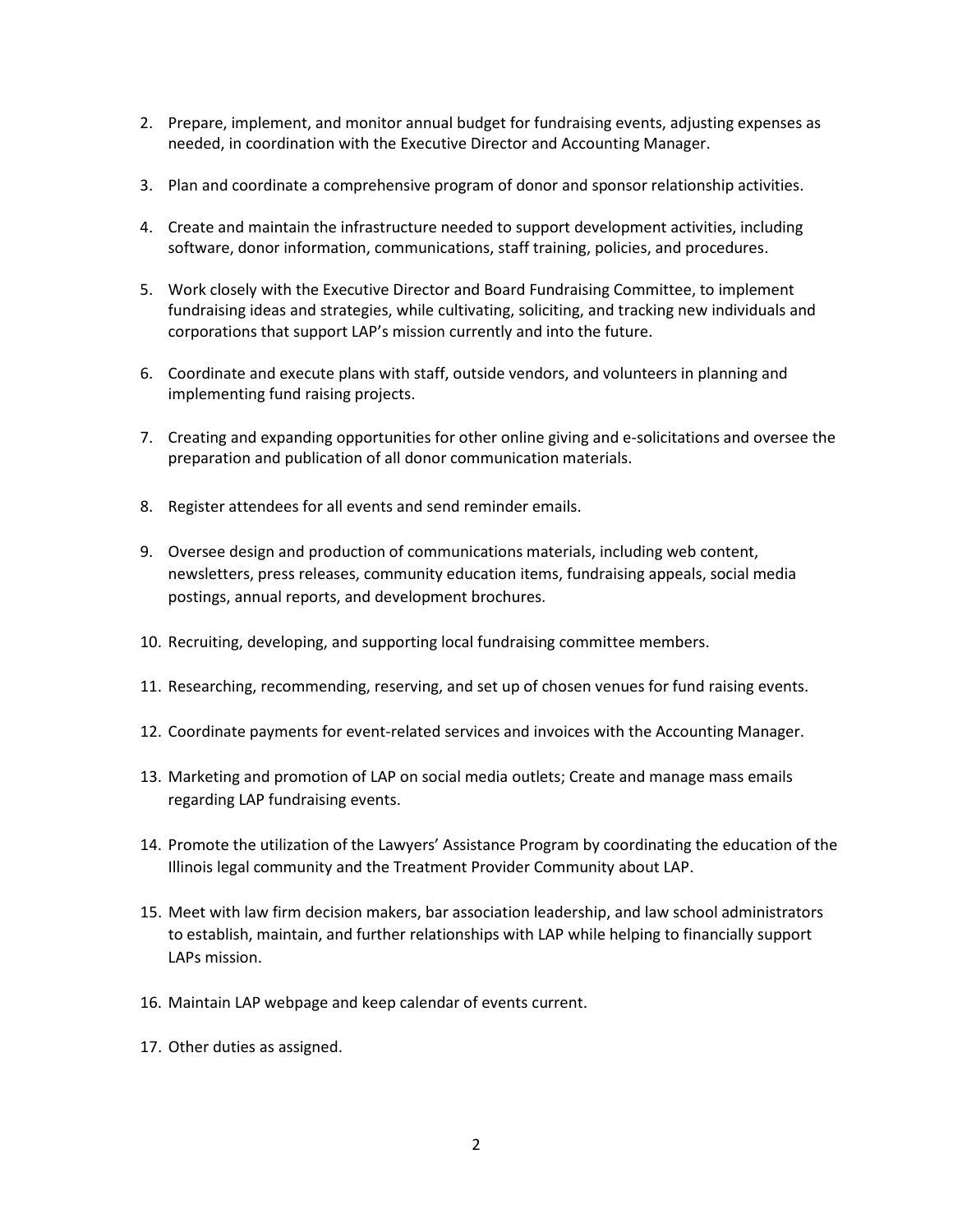2. Prepare, implement, and monitor annual budget for fundraising events, adjusting expenses as needed, in coordination with the Executive Director and Accounting Manager.

3. Plan and coordinate a comprehensive program of donor and sponsor relationship activities.

4. Create and maintain the infrastructure needed to support development activities, including software, donor information, communications, staff training, policies, and procedures.

5. Work closely with the Executive Director and Board Fundraising Committee, to implement fundraising ideas and strategies, while cultivating, soliciting, and tracking new individuals and corporations that support LAP's mission currently and into the future.

6. Coordinate and execute plans with staff, outside vendors, and volunteers in planning and implementing fund raising projects.

7. Creating and expanding opportunities for other online giving and e-solicitations and oversee the preparation and publication of all donor communication materials.

8. Register attendees for all events and send reminder emails.

9. Oversee design and production of communications materials, including web content, newsletters, press releases, community education items, fundraising appeals, social media postings, annual reports, and development brochures.

10. Recruiting, developing, and supporting local fundraising committee members.

11. Researching, recommending, reserving, and set up of chosen venues for fund raising events.

12. Coordinate payments for event-related services and invoices with the Accounting Manager.

13. Marketing and promotion of LAP on social media outlets; Create and manage mass emails regarding LAP fundraising events.

14. Promote the utilization of the Lawyers' Assistance Program by coordinating the education of the Illinois legal community and the Treatment Provider Community about LAP.

15. Meet with law firm decision makers, bar association leadership, and law school administrators to establish, maintain, and further relationships with LAP while helping to financially support LAPs mission.

16. Maintain LAP webpage and keep calendar of events current.

17. Other duties as assigned.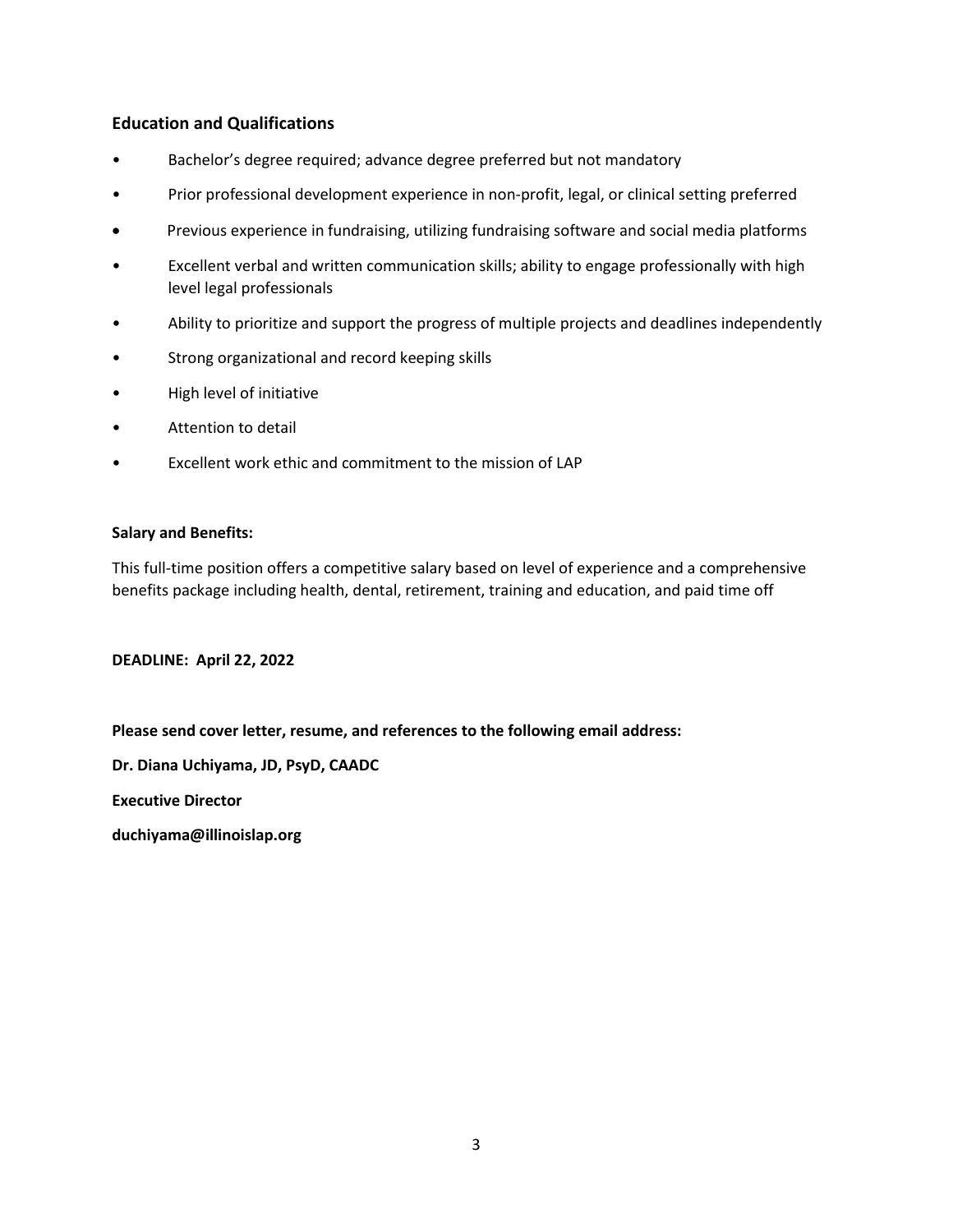## Education and Qualifications

- Bachelor's degree required; advance degree preferred but not mandatory
- Prior professional development experience in non-profit, legal, or clinical setting preferred
- Previous experience in fundraising, utilizing fundraising software and social media platforms
- Excellent verbal and written communication skills; ability to engage professionally with high level legal professionals
- Ability to prioritize and support the progress of multiple projects and deadlines independently
- Strong organizational and record keeping skills
- High level of initiative
- Attention to detail
- Excellent work ethic and commitment to the mission of LAP

**Salary and Benefits:**

This full-time position offers a competitive salary based on level of experience and a comprehensive benefits package including health, dental, retirement, training and education, and paid time off

**DEADLINE: April 22, 2022**

**Please send cover letter, resume, and references to the following email address:**

**Dr. Diana Uchiyama, JD, PsyD, CAADC**

**Executive Director**

**duchiyama@illinoislap.org**